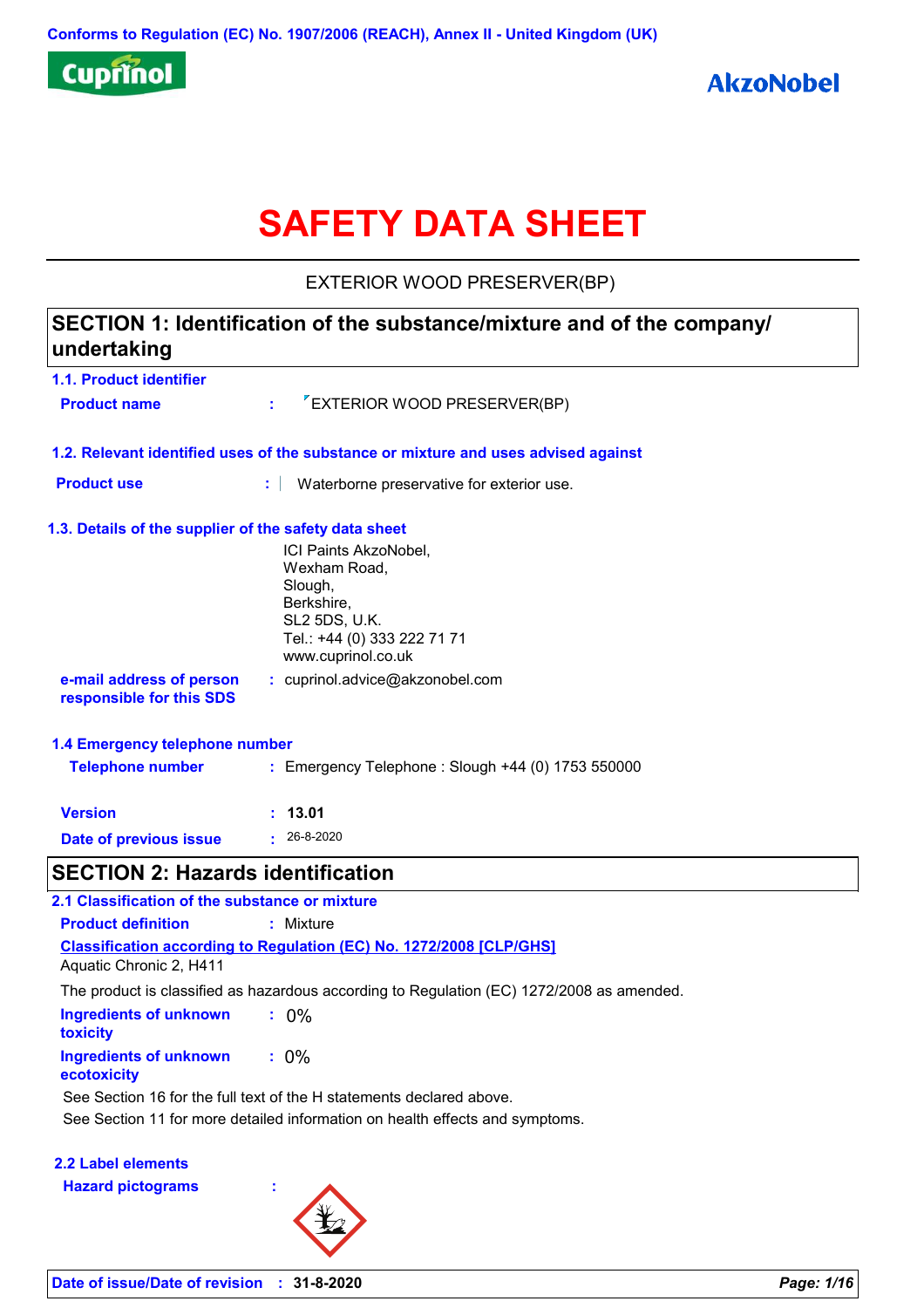Conforms to Regulation (EC) No. 1907/2006 (REACH), Annex II - United Kingdom (UK)

Cuprinol

AkzoNobel

# SAFETY DATA SHEET

EXTERIOR WOOD PRESERVER(BP)

## SECTION 1: Identification of the substance/mixture and of the company/undertaking

### 1.1. Product identifier

**Product name** : EXTERIOR WOOD PRESERVER(BP)

### 1.2. Relevant identified uses of the substance or mixture and uses advised against

**Product use** : Waterborne preservative for exterior use.

### 1.3. Details of the supplier of the safety data sheet

ICI Paints AkzoNobel,
Wexham Road,
Slough,
Berkshire,
SL2 5DS, U.K.
Tel.: +44 (0) 333 222 71 71
www.cuprinol.co.uk

**e-mail address of person responsible for this SDS** : cuprinol.advice@akzonobel.com

### 1.4 Emergency telephone number

**Telephone number** : Emergency Telephone : Slough +44 (0) 1753 550000

**Version** : **13.01**

**Date of previous issue** : 26-8-2020

## SECTION 2: Hazards identification

### 2.1 Classification of the substance or mixture

**Product definition** : Mixture

**Classification according to Regulation (EC) No. 1272/2008 [CLP/GHS]**

Aquatic Chronic 2, H411

The product is classified as hazardous according to Regulation (EC) 1272/2008 as amended.

**Ingredients of unknown toxicity** : 0%

**Ingredients of unknown ecotoxicity** : 0%

See Section 16 for the full text of the H statements declared above.

See Section 11 for more detailed information on health effects and symptoms.

### 2.2 Label elements

**Hazard pictograms** :

**Date of issue/Date of revision** : **31-8-2020**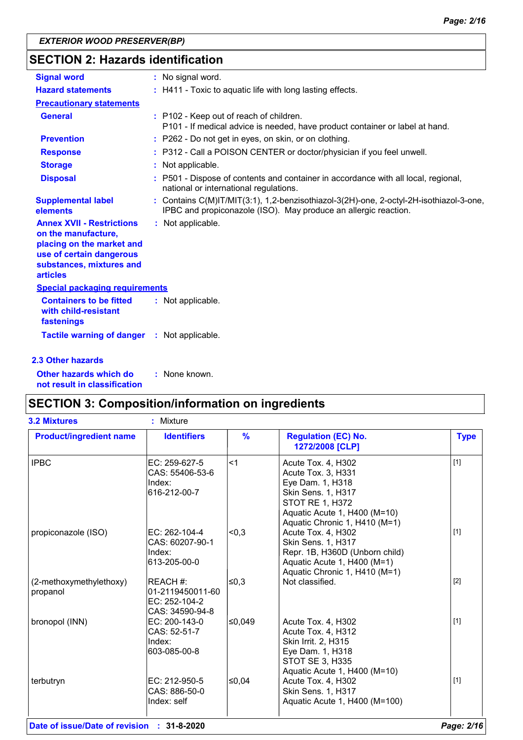*EXTERIOR WOOD PRESERVER(BP)*

## SECTION 2: Hazards identification

**Signal word** : No signal word.

**Hazard statements** : H411 - Toxic to aquatic life with long lasting effects.

**Precautionary statements**

**General** : P102 - Keep out of reach of children.
P101 - If medical advice is needed, have product container or label at hand.

**Prevention** : P262 - Do not get in eyes, on skin, or on clothing.

**Response** : P312 - Call a POISON CENTER or doctor/physician if you feel unwell.

**Storage** : Not applicable.

**Disposal** : P501 - Dispose of contents and container in accordance with all local, regional, national or international regulations.

**Supplemental label elements** : Contains C(M)IT/MIT(3:1), 1,2-benzisothiazol-3(2H)-one, 2-octyl-2H-isothiazol-3-one, IPBC and propiconazole (ISO). May produce an allergic reaction.

**Annex XVII - Restrictions on the manufacture, placing on the market and use of certain dangerous substances, mixtures and articles** : Not applicable.

**Special packaging requirements**

**Containers to be fitted with child-resistant fastenings** : Not applicable.

**Tactile warning of danger** : Not applicable.

### 2.3 Other hazards

**Other hazards which do not result in classification** : None known.

## SECTION 3: Composition/information on ingredients

**3.2 Mixtures** : Mixture

| Product/ingredient name | Identifiers | % | Regulation (EC) No. 1272/2008 [CLP] | Type |
|---|---|---|---|---|
| IPBC | EC: 259-627-5<br>CAS: 55406-53-6<br>Index: 616-212-00-7 | <1 | Acute Tox. 4, H302<br>Acute Tox. 3, H331<br>Eye Dam. 1, H318<br>Skin Sens. 1, H317<br>STOT RE 1, H372<br>Aquatic Acute 1, H400 (M=10)<br>Aquatic Chronic 1, H410 (M=1) | [1] |
| propiconazole (ISO) | EC: 262-104-4<br>CAS: 60207-90-1<br>Index: 613-205-00-0 | <0,3 | Acute Tox. 4, H302<br>Skin Sens. 1, H317<br>Repr. 1B, H360D (Unborn child)<br>Aquatic Acute 1, H400 (M=1)<br>Aquatic Chronic 1, H410 (M=1) | [1] |
| (2-methoxymethylethoxy) propanol | REACH #: 01-2119450011-60<br>EC: 252-104-2<br>CAS: 34590-94-8 | ≤0,3 | Not classified. | [2] |
| bronopol (INN) | EC: 200-143-0<br>CAS: 52-51-7<br>Index: 603-085-00-8 | ≤0,049 | Acute Tox. 4, H302<br>Acute Tox. 4, H312<br>Skin Irrit. 2, H315<br>Eye Dam. 1, H318<br>STOT SE 3, H335<br>Aquatic Acute 1, H400 (M=10) | [1] |
| terbutryn | EC: 212-950-5<br>CAS: 886-50-0<br>Index: self | ≤0,04 | Acute Tox. 4, H302<br>Skin Sens. 1, H317<br>Aquatic Acute 1, H400 (M=100) | [1] |

**Date of issue/Date of revision** : **31-8-2020**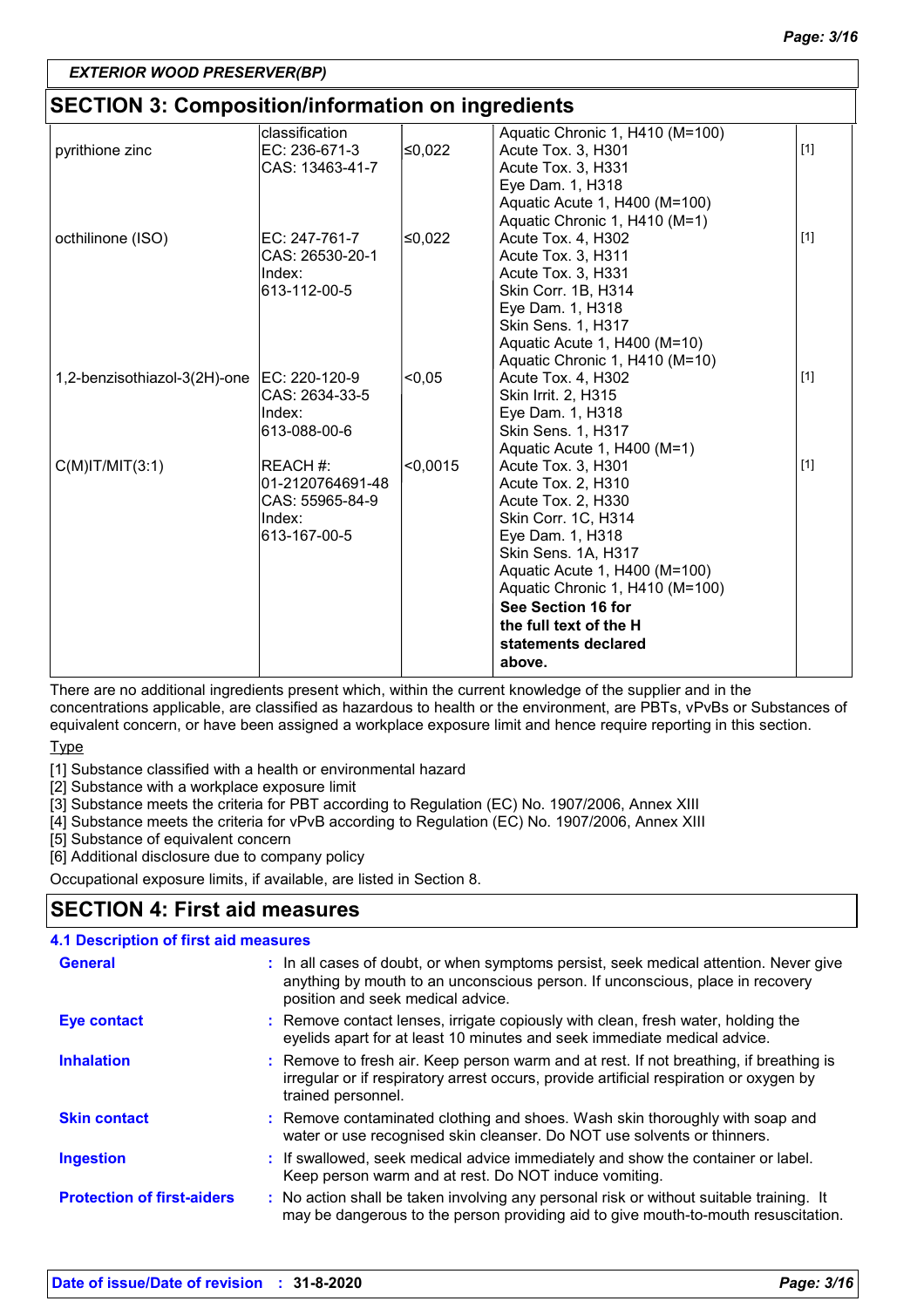## SECTION 3: Composition/information on ingredients

| | | | | |
|---|---|---|---|---|
| | classification | | Aquatic Chronic 1, H410 (M=100) | |
| pyrithione zinc | EC: 236-671-3<br>CAS: 13463-41-7 | ≤0,022 | Acute Tox. 3, H301<br>Acute Tox. 3, H331<br>Eye Dam. 1, H318<br>Aquatic Acute 1, H400 (M=100)<br>Aquatic Chronic 1, H410 (M=1) | [1] |
| octhilinone (ISO) | EC: 247-761-7<br>CAS: 26530-20-1<br>Index:<br>613-112-00-5 | ≤0,022 | Acute Tox. 4, H302<br>Acute Tox. 3, H311<br>Acute Tox. 3, H331<br>Skin Corr. 1B, H314<br>Eye Dam. 1, H318<br>Skin Sens. 1, H317<br>Aquatic Acute 1, H400 (M=10)<br>Aquatic Chronic 1, H410 (M=10) | [1] |
| 1,2-benzisothiazol-3(2H)-one | EC: 220-120-9<br>CAS: 2634-33-5<br>Index:<br>613-088-00-6 | <0,05 | Acute Tox. 4, H302<br>Skin Irrit. 2, H315<br>Eye Dam. 1, H318<br>Skin Sens. 1, H317<br>Aquatic Acute 1, H400 (M=1) | [1] |
| C(M)IT/MIT(3:1) | REACH #:<br>01-2120764691-48<br>CAS: 55965-84-9<br>Index:<br>613-167-00-5 | <0,0015 | Acute Tox. 3, H301<br>Acute Tox. 2, H310<br>Acute Tox. 2, H330<br>Skin Corr. 1C, H314<br>Eye Dam. 1, H318<br>Skin Sens. 1A, H317<br>Aquatic Acute 1, H400 (M=100)<br>Aquatic Chronic 1, H410 (M=100)<br>**See Section 16 for the full text of the H statements declared above.** | [1] |

There are no additional ingredients present which, within the current knowledge of the supplier and in the concentrations applicable, are classified as hazardous to health or the environment, are PBTs, vPvBs or Substances of equivalent concern, or have been assigned a workplace exposure limit and hence require reporting in this section.

Type

[1] Substance classified with a health or environmental hazard
[2] Substance with a workplace exposure limit
[3] Substance meets the criteria for PBT according to Regulation (EC) No. 1907/2006, Annex XIII
[4] Substance meets the criteria for vPvB according to Regulation (EC) No. 1907/2006, Annex XIII
[5] Substance of equivalent concern
[6] Additional disclosure due to company policy

Occupational exposure limits, if available, are listed in Section 8.

## SECTION 4: First aid measures

### 4.1 Description of first aid measures

**General** : In all cases of doubt, or when symptoms persist, seek medical attention. Never give anything by mouth to an unconscious person. If unconscious, place in recovery position and seek medical advice.

**Eye contact** : Remove contact lenses, irrigate copiously with clean, fresh water, holding the eyelids apart for at least 10 minutes and seek immediate medical advice.

**Inhalation** : Remove to fresh air. Keep person warm and at rest. If not breathing, if breathing is irregular or if respiratory arrest occurs, provide artificial respiration or oxygen by trained personnel.

**Skin contact** : Remove contaminated clothing and shoes. Wash skin thoroughly with soap and water or use recognised skin cleanser. Do NOT use solvents or thinners.

**Ingestion** : If swallowed, seek medical advice immediately and show the container or label. Keep person warm and at rest. Do NOT induce vomiting.

**Protection of first-aiders** : No action shall be taken involving any personal risk or without suitable training. It may be dangerous to the person providing aid to give mouth-to-mouth resuscitation.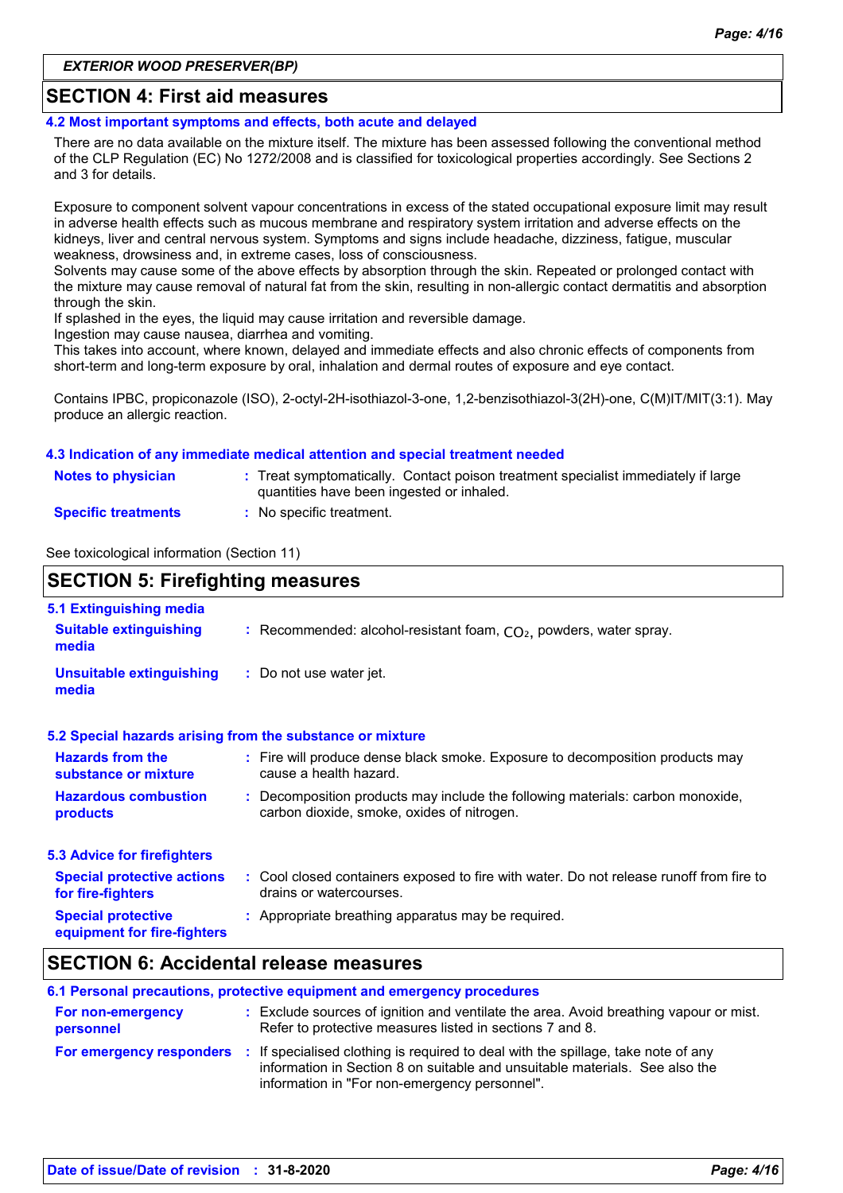## SECTION 4: First aid measures

### 4.2 Most important symptoms and effects, both acute and delayed

There are no data available on the mixture itself. The mixture has been assessed following the conventional method of the CLP Regulation (EC) No 1272/2008 and is classified for toxicological properties accordingly. See Sections 2 and 3 for details.

Exposure to component solvent vapour concentrations in excess of the stated occupational exposure limit may result in adverse health effects such as mucous membrane and respiratory system irritation and adverse effects on the kidneys, liver and central nervous system. Symptoms and signs include headache, dizziness, fatigue, muscular weakness, drowsiness and, in extreme cases, loss of consciousness.
Solvents may cause some of the above effects by absorption through the skin. Repeated or prolonged contact with the mixture may cause removal of natural fat from the skin, resulting in non-allergic contact dermatitis and absorption through the skin.
If splashed in the eyes, the liquid may cause irritation and reversible damage.
Ingestion may cause nausea, diarrhea and vomiting.
This takes into account, where known, delayed and immediate effects and also chronic effects of components from short-term and long-term exposure by oral, inhalation and dermal routes of exposure and eye contact.

Contains IPBC, propiconazole (ISO), 2-octyl-2H-isothiazol-3-one, 1,2-benzisothiazol-3(2H)-one, C(M)IT/MIT(3:1). May produce an allergic reaction.

### 4.3 Indication of any immediate medical attention and special treatment needed

**Notes to physician** : Treat symptomatically. Contact poison treatment specialist immediately if large quantities have been ingested or inhaled.

**Specific treatments** : No specific treatment.

See toxicological information (Section 11)

## SECTION 5: Firefighting measures

### 5.1 Extinguishing media

**Suitable extinguishing media** : Recommended: alcohol-resistant foam, $CO_2$, powders, water spray.

**Unsuitable extinguishing media** : Do not use water jet.

### 5.2 Special hazards arising from the substance or mixture

**Hazards from the substance or mixture** : Fire will produce dense black smoke. Exposure to decomposition products may cause a health hazard.

**Hazardous combustion products** : Decomposition products may include the following materials: carbon monoxide, carbon dioxide, smoke, oxides of nitrogen.

### 5.3 Advice for firefighters

**Special protective actions for fire-fighters** : Cool closed containers exposed to fire with water. Do not release runoff from fire to drains or watercourses.

**Special protective equipment for fire-fighters** : Appropriate breathing apparatus may be required.

## SECTION 6: Accidental release measures

### 6.1 Personal precautions, protective equipment and emergency procedures

**For non-emergency personnel** : Exclude sources of ignition and ventilate the area. Avoid breathing vapour or mist. Refer to protective measures listed in sections 7 and 8.

**For emergency responders** : If specialised clothing is required to deal with the spillage, take note of any information in Section 8 on suitable and unsuitable materials. See also the information in "For non-emergency personnel".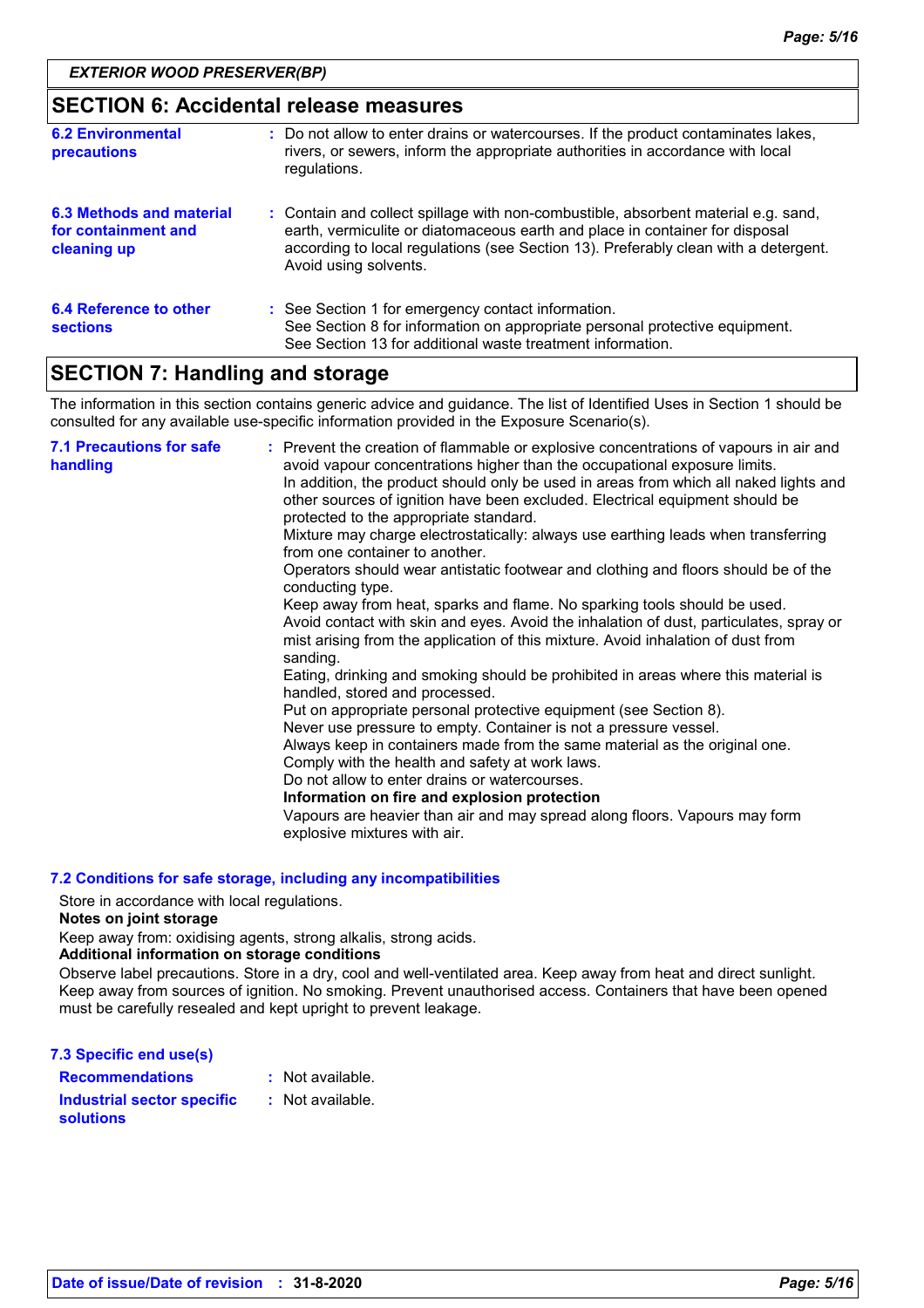## SECTION 6: Accidental release measures

**6.2 Environmental precautions** : Do not allow to enter drains or watercourses. If the product contaminates lakes, rivers, or sewers, inform the appropriate authorities in accordance with local regulations.

**6.3 Methods and material for containment and cleaning up** : Contain and collect spillage with non-combustible, absorbent material e.g. sand, earth, vermiculite or diatomaceous earth and place in container for disposal according to local regulations (see Section 13). Preferably clean with a detergent. Avoid using solvents.

**6.4 Reference to other sections** : See Section 1 for emergency contact information.
See Section 8 for information on appropriate personal protective equipment.
See Section 13 for additional waste treatment information.

## SECTION 7: Handling and storage

The information in this section contains generic advice and guidance. The list of Identified Uses in Section 1 should be consulted for any available use-specific information provided in the Exposure Scenario(s).

**7.1 Precautions for safe handling** : Prevent the creation of flammable or explosive concentrations of vapours in air and avoid vapour concentrations higher than the occupational exposure limits.
In addition, the product should only be used in areas from which all naked lights and other sources of ignition have been excluded. Electrical equipment should be protected to the appropriate standard.
Mixture may charge electrostatically: always use earthing leads when transferring from one container to another.
Operators should wear antistatic footwear and clothing and floors should be of the conducting type.
Keep away from heat, sparks and flame. No sparking tools should be used.
Avoid contact with skin and eyes. Avoid the inhalation of dust, particulates, spray or mist arising from the application of this mixture. Avoid inhalation of dust from sanding.
Eating, drinking and smoking should be prohibited in areas where this material is handled, stored and processed.
Put on appropriate personal protective equipment (see Section 8).
Never use pressure to empty. Container is not a pressure vessel.
Always keep in containers made from the same material as the original one.
Comply with the health and safety at work laws.
Do not allow to enter drains or watercourses.
**Information on fire and explosion protection**
Vapours are heavier than air and may spread along floors. Vapours may form explosive mixtures with air.

**7.2 Conditions for safe storage, including any incompatibilities**

Store in accordance with local regulations.
**Notes on joint storage**
Keep away from: oxidising agents, strong alkalis, strong acids.
**Additional information on storage conditions**
Observe label precautions. Store in a dry, cool and well-ventilated area. Keep away from heat and direct sunlight. Keep away from sources of ignition. No smoking. Prevent unauthorised access. Containers that have been opened must be carefully resealed and kept upright to prevent leakage.

**7.3 Specific end use(s)**

**Recommendations** : Not available.

**Industrial sector specific solutions** : Not available.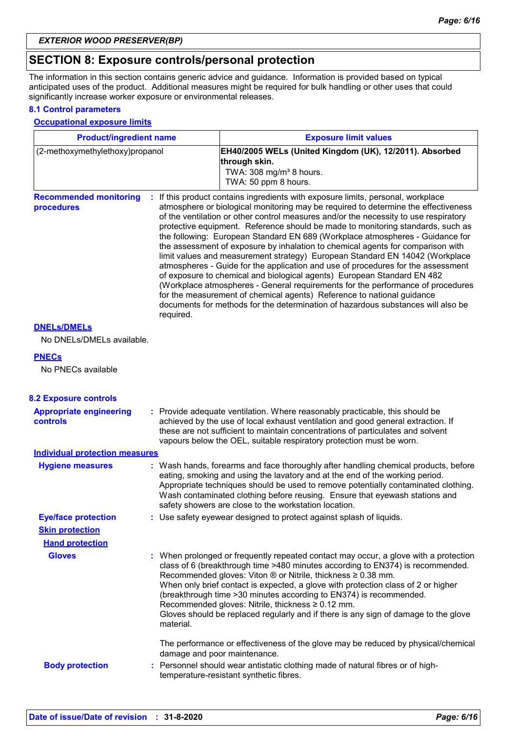## SECTION 8: Exposure controls/personal protection

The information in this section contains generic advice and guidance. Information is provided based on typical anticipated uses of the product. Additional measures might be required for bulk handling or other uses that could significantly increase worker exposure or environmental releases.

### 8.1 Control parameters

**Occupational exposure limits**

| Product/ingredient name | Exposure limit values |
| --- | --- |
| (2-methoxymethylethoxy)propanol | **EH40/2005 WELs (United Kingdom (UK), 12/2011). Absorbed through skin.**<br>TWA: 308 mg/m³ 8 hours.<br>TWA: 50 ppm 8 hours. |

**Recommended monitoring procedures** : If this product contains ingredients with exposure limits, personal, workplace atmosphere or biological monitoring may be required to determine the effectiveness of the ventilation or other control measures and/or the necessity to use respiratory protective equipment. Reference should be made to monitoring standards, such as the following: European Standard EN 689 (Workplace atmospheres - Guidance for the assessment of exposure by inhalation to chemical agents for comparison with limit values and measurement strategy) European Standard EN 14042 (Workplace atmospheres - Guide for the application and use of procedures for the assessment of exposure to chemical and biological agents) European Standard EN 482 (Workplace atmospheres - General requirements for the performance of procedures for the measurement of chemical agents) Reference to national guidance documents for methods for the determination of hazardous substances will also be required.

**DNELs/DMELs**

No DNELs/DMELs available.

**PNECs**

No PNECs available

### 8.2 Exposure controls

**Appropriate engineering controls** : Provide adequate ventilation. Where reasonably practicable, this should be achieved by the use of local exhaust ventilation and good general extraction. If these are not sufficient to maintain concentrations of particulates and solvent vapours below the OEL, suitable respiratory protection must be worn.

**Individual protection measures**

**Hygiene measures** : Wash hands, forearms and face thoroughly after handling chemical products, before eating, smoking and using the lavatory and at the end of the working period. Appropriate techniques should be used to remove potentially contaminated clothing. Wash contaminated clothing before reusing. Ensure that eyewash stations and safety showers are close to the workstation location.

**Eye/face protection** : Use safety eyewear designed to protect against splash of liquids.

**Skin protection**

**Hand protection**

**Gloves** : When prolonged or frequently repeated contact may occur, a glove with a protection class of 6 (breakthrough time >480 minutes according to EN374) is recommended. Recommended gloves: Viton ® or Nitrile, thickness ≥ 0.38 mm.
When only brief contact is expected, a glove with protection class of 2 or higher (breakthrough time >30 minutes according to EN374) is recommended.
Recommended gloves: Nitrile, thickness ≥ 0.12 mm.
Gloves should be replaced regularly and if there is any sign of damage to the glove material.

The performance or effectiveness of the glove may be reduced by physical/chemical damage and poor maintenance.

**Body protection** : Personnel should wear antistatic clothing made of natural fibres or of high-temperature-resistant synthetic fibres.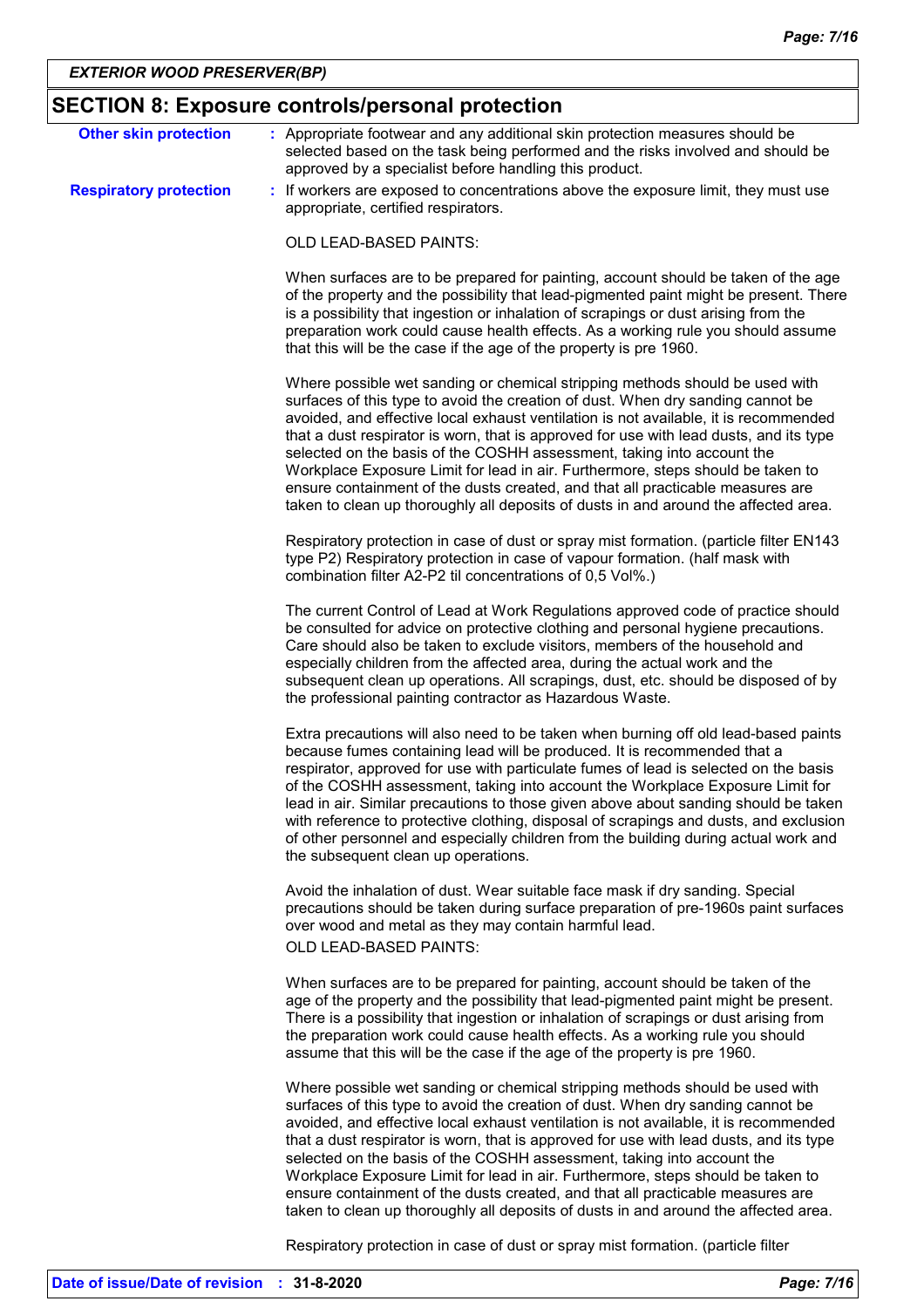## SECTION 8: Exposure controls/personal protection

**Other skin protection** : Appropriate footwear and any additional skin protection measures should be selected based on the task being performed and the risks involved and should be approved by a specialist before handling this product.

**Respiratory protection** : If workers are exposed to concentrations above the exposure limit, they must use appropriate, certified respirators.

OLD LEAD-BASED PAINTS:

When surfaces are to be prepared for painting, account should be taken of the age of the property and the possibility that lead-pigmented paint might be present. There is a possibility that ingestion or inhalation of scrapings or dust arising from the preparation work could cause health effects. As a working rule you should assume that this will be the case if the age of the property is pre 1960.

Where possible wet sanding or chemical stripping methods should be used with surfaces of this type to avoid the creation of dust. When dry sanding cannot be avoided, and effective local exhaust ventilation is not available, it is recommended that a dust respirator is worn, that is approved for use with lead dusts, and its type selected on the basis of the COSHH assessment, taking into account the Workplace Exposure Limit for lead in air. Furthermore, steps should be taken to ensure containment of the dusts created, and that all practicable measures are taken to clean up thoroughly all deposits of dusts in and around the affected area.

Respiratory protection in case of dust or spray mist formation. (particle filter EN143 type P2) Respiratory protection in case of vapour formation. (half mask with combination filter A2-P2 til concentrations of 0,5 Vol%.)

The current Control of Lead at Work Regulations approved code of practice should be consulted for advice on protective clothing and personal hygiene precautions. Care should also be taken to exclude visitors, members of the household and especially children from the affected area, during the actual work and the subsequent clean up operations. All scrapings, dust, etc. should be disposed of by the professional painting contractor as Hazardous Waste.

Extra precautions will also need to be taken when burning off old lead-based paints because fumes containing lead will be produced. It is recommended that a respirator, approved for use with particulate fumes of lead is selected on the basis of the COSHH assessment, taking into account the Workplace Exposure Limit for lead in air. Similar precautions to those given above about sanding should be taken with reference to protective clothing, disposal of scrapings and dusts, and exclusion of other personnel and especially children from the building during actual work and the subsequent clean up operations.

Avoid the inhalation of dust. Wear suitable face mask if dry sanding. Special precautions should be taken during surface preparation of pre-1960s paint surfaces over wood and metal as they may contain harmful lead.
OLD LEAD-BASED PAINTS:

When surfaces are to be prepared for painting, account should be taken of the age of the property and the possibility that lead-pigmented paint might be present. There is a possibility that ingestion or inhalation of scrapings or dust arising from the preparation work could cause health effects. As a working rule you should assume that this will be the case if the age of the property is pre 1960.

Where possible wet sanding or chemical stripping methods should be used with surfaces of this type to avoid the creation of dust. When dry sanding cannot be avoided, and effective local exhaust ventilation is not available, it is recommended that a dust respirator is worn, that is approved for use with lead dusts, and its type selected on the basis of the COSHH assessment, taking into account the Workplace Exposure Limit for lead in air. Furthermore, steps should be taken to ensure containment of the dusts created, and that all practicable measures are taken to clean up thoroughly all deposits of dusts in and around the affected area.

Respiratory protection in case of dust or spray mist formation. (particle filter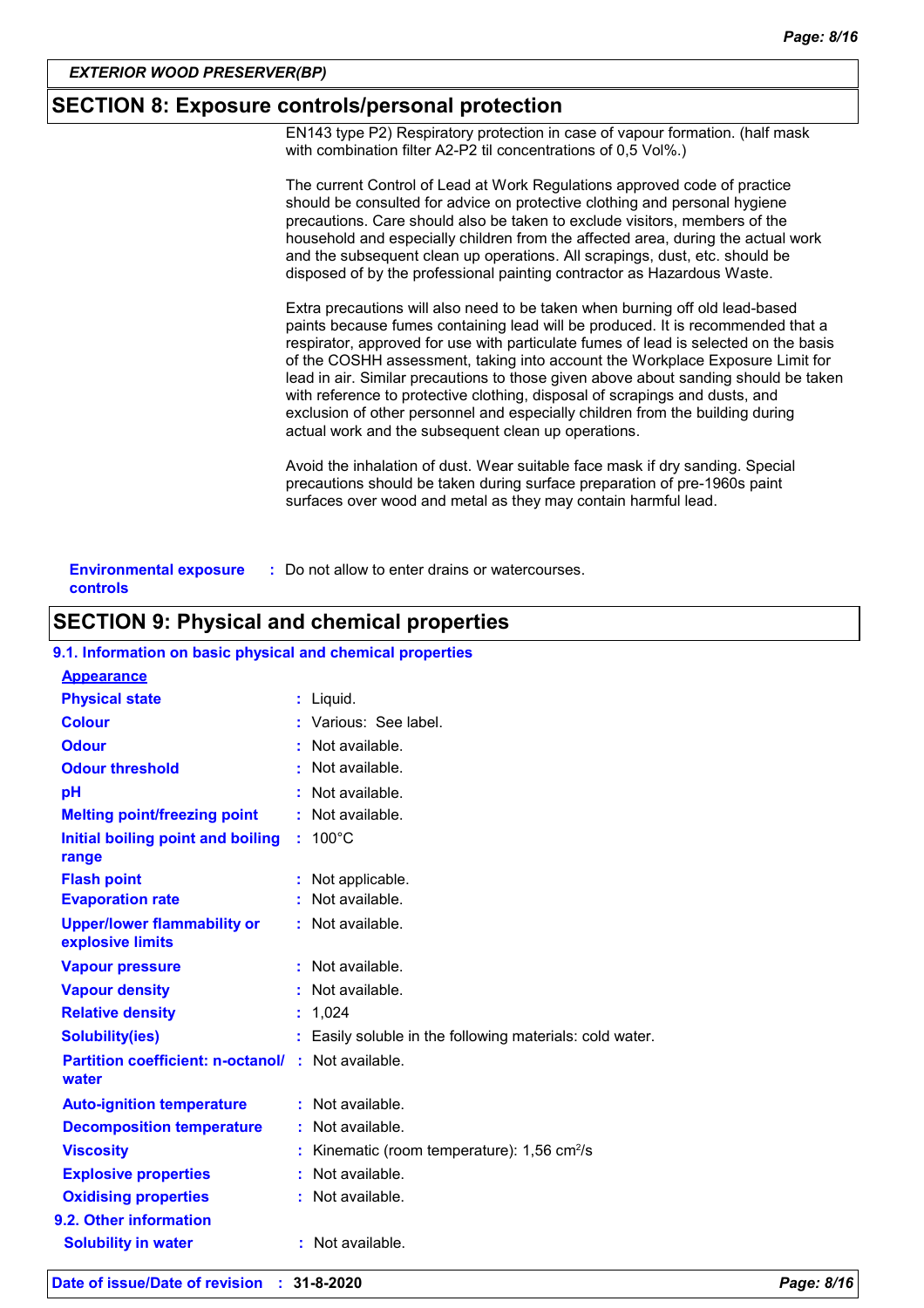## SECTION 8: Exposure controls/personal protection

EN143 type P2) Respiratory protection in case of vapour formation. (half mask with combination filter A2-P2 til concentrations of 0,5 Vol%.)

The current Control of Lead at Work Regulations approved code of practice should be consulted for advice on protective clothing and personal hygiene precautions. Care should also be taken to exclude visitors, members of the household and especially children from the affected area, during the actual work and the subsequent clean up operations. All scrapings, dust, etc. should be disposed of by the professional painting contractor as Hazardous Waste.

Extra precautions will also need to be taken when burning off old lead-based paints because fumes containing lead will be produced. It is recommended that a respirator, approved for use with particulate fumes of lead is selected on the basis of the COSHH assessment, taking into account the Workplace Exposure Limit for lead in air. Similar precautions to those given above about sanding should be taken with reference to protective clothing, disposal of scrapings and dusts, and exclusion of other personnel and especially children from the building during actual work and the subsequent clean up operations.

Avoid the inhalation of dust. Wear suitable face mask if dry sanding. Special precautions should be taken during surface preparation of pre-1960s paint surfaces over wood and metal as they may contain harmful lead.

**Environmental exposure controls** : Do not allow to enter drains or watercourses.

## SECTION 9: Physical and chemical properties

### 9.1. Information on basic physical and chemical properties

**Appearance**

| Property | Value |
|---|---|
| Physical state | Liquid. |
| Colour | Various: See label. |
| Odour | Not available. |
| Odour threshold | Not available. |
| pH | Not available. |
| Melting point/freezing point | Not available. |
| Initial boiling point and boiling range | 100°C |
| Flash point | Not applicable. |
| Evaporation rate | Not available. |
| Upper/lower flammability or explosive limits | Not available. |
| Vapour pressure | Not available. |
| Vapour density | Not available. |
| Relative density | 1,024 |
| Solubility(ies) | Easily soluble in the following materials: cold water. |
| Partition coefficient: n-octanol/water | Not available. |
| Auto-ignition temperature | Not available. |
| Decomposition temperature | Not available. |
| Viscosity | Kinematic (room temperature): 1,56 $cm^2/s$ |
| Explosive properties | Not available. |
| Oxidising properties | Not available. |

### 9.2. Other information

| Property | Value |
|---|---|
| Solubility in water | Not available. |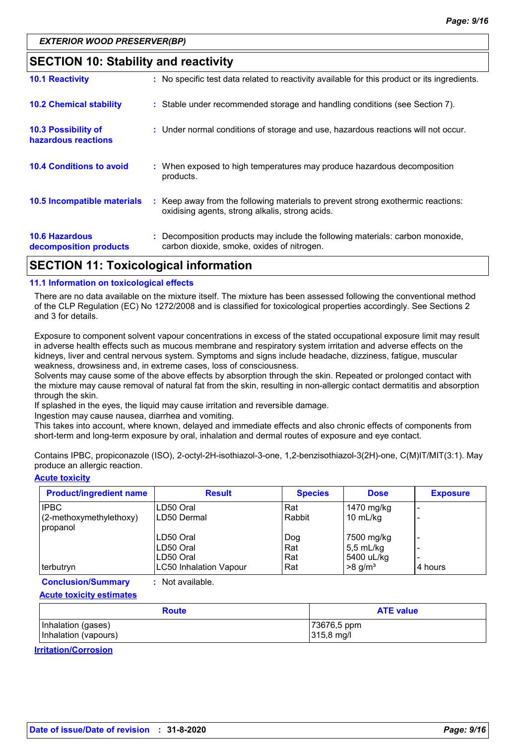## SECTION 10: Stability and reactivity

| | | |
|---|---|---|
| **10.1 Reactivity** | : | No specific test data related to reactivity available for this product or its ingredients. |
| **10.2 Chemical stability** | : | Stable under recommended storage and handling conditions (see Section 7). |
| **10.3 Possibility of hazardous reactions** | : | Under normal conditions of storage and use, hazardous reactions will not occur. |
| **10.4 Conditions to avoid** | : | When exposed to high temperatures may produce hazardous decomposition products. |
| **10.5 Incompatible materials** | : | Keep away from the following materials to prevent strong exothermic reactions: oxidising agents, strong alkalis, strong acids. |
| **10.6 Hazardous decomposition products** | : | Decomposition products may include the following materials: carbon monoxide, carbon dioxide, smoke, oxides of nitrogen. |

## SECTION 11: Toxicological information

### 11.1 Information on toxicological effects

There are no data available on the mixture itself. The mixture has been assessed following the conventional method of the CLP Regulation (EC) No 1272/2008 and is classified for toxicological properties accordingly. See Sections 2 and 3 for details.

Exposure to component solvent vapour concentrations in excess of the stated occupational exposure limit may result in adverse health effects such as mucous membrane and respiratory system irritation and adverse effects on the kidneys, liver and central nervous system. Symptoms and signs include headache, dizziness, fatigue, muscular weakness, drowsiness and, in extreme cases, loss of consciousness.
Solvents may cause some of the above effects by absorption through the skin. Repeated or prolonged contact with the mixture may cause removal of natural fat from the skin, resulting in non-allergic contact dermatitis and absorption through the skin.
If splashed in the eyes, the liquid may cause irritation and reversible damage.
Ingestion may cause nausea, diarrhea and vomiting.
This takes into account, where known, delayed and immediate effects and also chronic effects of components from short-term and long-term exposure by oral, inhalation and dermal routes of exposure and eye contact.

Contains IPBC, propiconazole (ISO), 2-octyl-2H-isothiazol-3-one, 1,2-benzisothiazol-3(2H)-one, C(M)IT/MIT(3:1). May produce an allergic reaction.

**Acute toxicity**

| Product/ingredient name | Result | Species | Dose | Exposure |
|---|---|---|---|---|
| IPBC | LD50 Oral | Rat | 1470 mg/kg | - |
| (2-methoxymethylethoxy) propanol | LD50 Dermal | Rabbit | 10 mL/kg | - |
| | LD50 Oral | Dog | 7500 mg/kg | - |
| | LD50 Oral | Rat | 5,5 mL/kg | - |
| | LD50 Oral | Rat | 5400 uL/kg | - |
| terbutryn | LC50 Inhalation Vapour | Rat | >8 g/m³ | 4 hours |

**Conclusion/Summary** : Not available.

**Acute toxicity estimates**

| Route | ATE value |
|---|---|
| Inhalation (gases) | 73676,5 ppm |
| Inhalation (vapours) | 315,8 mg/l |

**Irritation/Corrosion**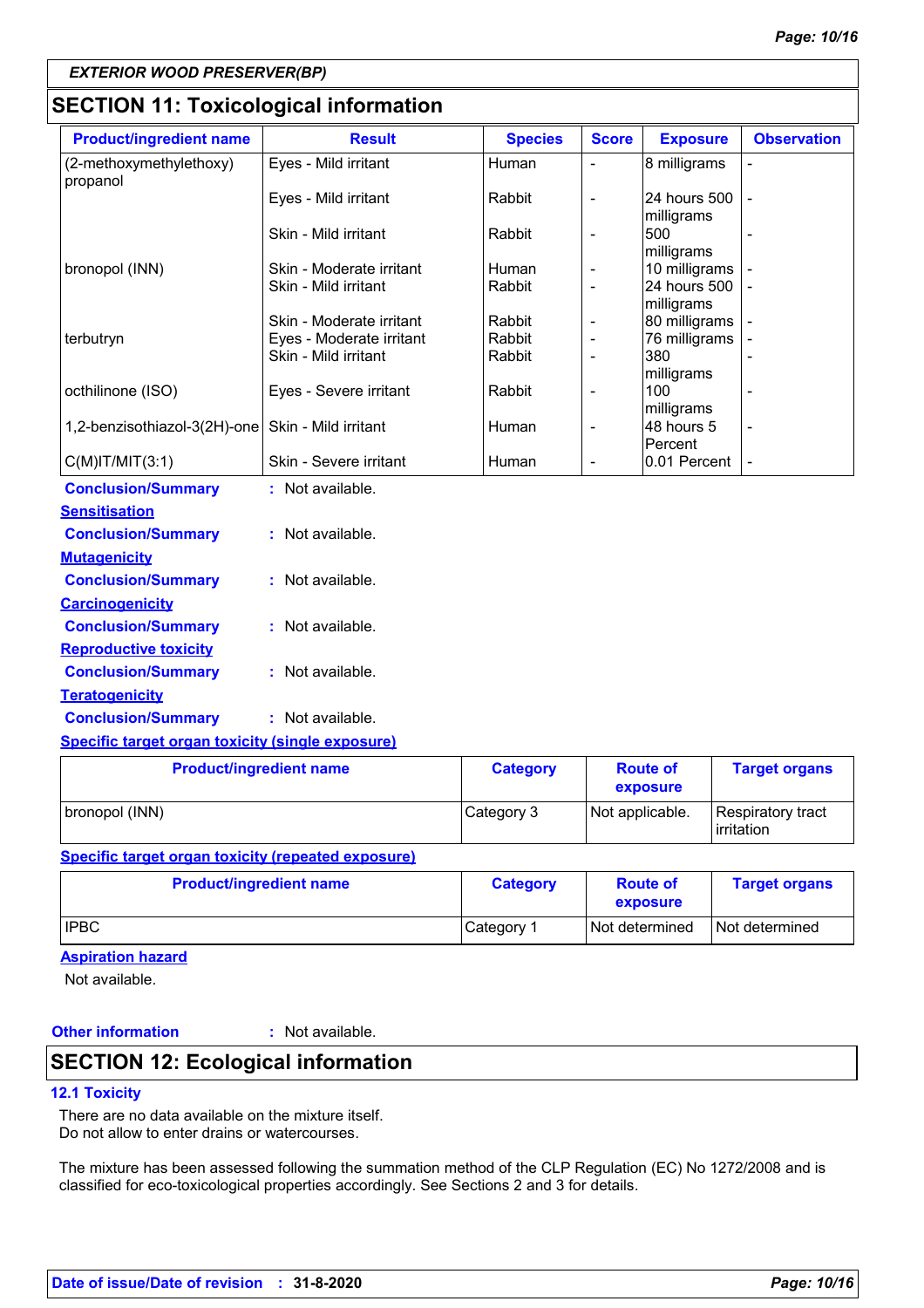*EXTERIOR WOOD PRESERVER(BP)*

## SECTION 11: Toxicological information

| Product/ingredient name | Result | Species | Score | Exposure | Observation |
|---|---|---|---|---|---|
| (2-methoxymethylethoxy) propanol | Eyes - Mild irritant | Human | - | 8 milligrams | - |
| | Eyes - Mild irritant | Rabbit | - | 24 hours 500 milligrams | - |
| | Skin - Mild irritant | Rabbit | - | 500 milligrams | - |
| bronopol (INN) | Skin - Moderate irritant | Human | - | 10 milligrams | - |
| | Skin - Mild irritant | Rabbit | - | 24 hours 500 milligrams | - |
| | Skin - Moderate irritant | Rabbit | - | 80 milligrams | - |
| terbutryn | Eyes - Moderate irritant | Rabbit | - | 76 milligrams | - |
| | Skin - Mild irritant | Rabbit | - | 380 milligrams | - |
| octhilinone (ISO) | Eyes - Severe irritant | Rabbit | - | 100 milligrams | - |
| 1,2-benzisothiazol-3(2H)-one | Skin - Mild irritant | Human | - | 48 hours 5 Percent | - |
| C(M)IT/MIT(3:1) | Skin - Severe irritant | Human | - | 0.01 Percent | - |

**Conclusion/Summary** : Not available.

**Sensitisation**

**Conclusion/Summary** : Not available.

**Mutagenicity**

**Conclusion/Summary** : Not available.

**Carcinogenicity**

**Conclusion/Summary** : Not available.

**Reproductive toxicity**

**Conclusion/Summary** : Not available.

**Teratogenicity**

**Conclusion/Summary** : Not available.

**Specific target organ toxicity (single exposure)**

| Product/ingredient name | Category | Route of exposure | Target organs |
|---|---|---|---|
| bronopol (INN) | Category 3 | Not applicable. | Respiratory tract irritation |

**Specific target organ toxicity (repeated exposure)**

| Product/ingredient name | Category | Route of exposure | Target organs |
|---|---|---|---|
| IPBC | Category 1 | Not determined | Not determined |

**Aspiration hazard**

Not available.

**Other information** : Not available.

## SECTION 12: Ecological information

### 12.1 Toxicity

There are no data available on the mixture itself.
Do not allow to enter drains or watercourses.

The mixture has been assessed following the summation method of the CLP Regulation (EC) No 1272/2008 and is classified for eco-toxicological properties accordingly. See Sections 2 and 3 for details.

**Date of issue/Date of revision** : **31-8-2020**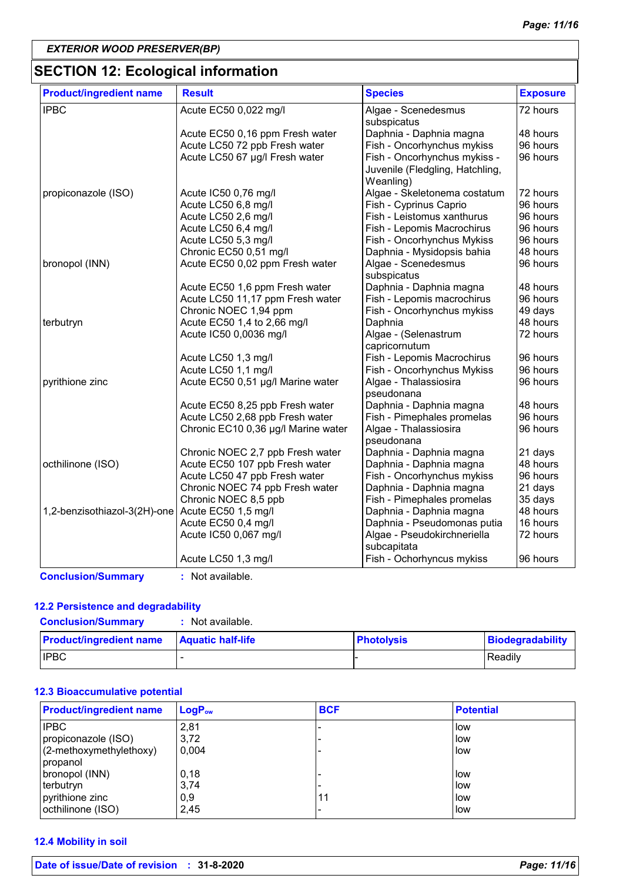*EXTERIOR WOOD PRESERVER(BP)*

## SECTION 12: Ecological information

| Product/ingredient name | Result | Species | Exposure |
|---|---|---|---|
| IPBC | Acute EC50 0,022 mg/l | Algae - Scenedesmus subspicatus | 72 hours |
| | Acute EC50 0,16 ppm Fresh water | Daphnia - Daphnia magna | 48 hours |
| | Acute LC50 72 ppb Fresh water | Fish - Oncorhynchus mykiss | 96 hours |
| | Acute LC50 67 µg/l Fresh water | Fish - Oncorhynchus mykiss - Juvenile (Fledgling, Hatchling, Weanling) | 96 hours |
| propiconazole (ISO) | Acute IC50 0,76 mg/l | Algae - Skeletonema costatum | 72 hours |
| | Acute LC50 6,8 mg/l | Fish - Cyprinus Caprio | 96 hours |
| | Acute LC50 2,6 mg/l | Fish - Leistomus xanthurus | 96 hours |
| | Acute LC50 6,4 mg/l | Fish - Lepomis Macrochirus | 96 hours |
| | Acute LC50 5,3 mg/l | Fish - Oncorhynchus Mykiss | 96 hours |
| | Chronic EC50 0,51 mg/l | Daphnia - Mysidopsis bahia | 48 hours |
| bronopol (INN) | Acute EC50 0,02 ppm Fresh water | Algae - Scenedesmus subspicatus | 96 hours |
| | Acute EC50 1,6 ppm Fresh water | Daphnia - Daphnia magna | 48 hours |
| | Acute LC50 11,17 ppm Fresh water | Fish - Lepomis macrochirus | 96 hours |
| | Chronic NOEC 1,94 ppm | Fish - Oncorhynchus mykiss | 49 days |
| terbutryn | Acute EC50 1,4 to 2,66 mg/l | Daphnia | 48 hours |
| | Acute IC50 0,0036 mg/l | Algae - (Selenastrum capricornutum | 72 hours |
| | Acute LC50 1,3 mg/l | Fish - Lepomis Macrochirus | 96 hours |
| | Acute LC50 1,1 mg/l | Fish - Oncorhynchus Mykiss | 96 hours |
| pyrithione zinc | Acute EC50 0,51 µg/l Marine water | Algae - Thalassiosira pseudonana | 96 hours |
| | Acute EC50 8,25 ppb Fresh water | Daphnia - Daphnia magna | 48 hours |
| | Acute LC50 2,68 ppb Fresh water | Fish - Pimephales promelas | 96 hours |
| | Chronic EC10 0,36 µg/l Marine water | Algae - Thalassiosira pseudonana | 96 hours |
| | Chronic NOEC 2,7 ppb Fresh water | Daphnia - Daphnia magna | 21 days |
| octhilinone (ISO) | Acute EC50 107 ppb Fresh water | Daphnia - Daphnia magna | 48 hours |
| | Acute LC50 47 ppb Fresh water | Fish - Oncorhynchus mykiss | 96 hours |
| | Chronic NOEC 74 ppb Fresh water | Daphnia - Daphnia magna | 21 days |
| | Chronic NOEC 8,5 ppb | Fish - Pimephales promelas | 35 days |
| 1,2-benzisothiazol-3(2H)-one | Acute EC50 1,5 mg/l | Daphnia - Daphnia magna | 48 hours |
| | Acute EC50 0,4 mg/l | Daphnia - Pseudomonas putia | 16 hours |
| | Acute IC50 0,067 mg/l | Algae - Pseudokirchneriella subcapitata | 72 hours |
| | Acute LC50 1,3 mg/l | Fish - Ochorhyncus mykiss | 96 hours |

**Conclusion/Summary** : Not available.

### 12.2 Persistence and degradability

**Conclusion/Summary** : Not available.

| Product/ingredient name | Aquatic half-life | Photolysis | Biodegradability |
|---|---|---|---|
| IPBC | - | - | Readily |

### 12.3 Bioaccumulative potential

| Product/ingredient name | $LogP_{ow}$ | BCF | Potential |
|---|---|---|---|
| IPBC | 2,81 | - | low |
| propiconazole (ISO) | 3,72 | - | low |
| (2-methoxymethylethoxy) propanol | 0,004 | - | low |
| bronopol (INN) | 0,18 | - | low |
| terbutryn | 3,74 | - | low |
| pyrithione zinc | 0,9 | 11 | low |
| octhilinone (ISO) | 2,45 | - | low |

### 12.4 Mobility in soil

**Date of issue/Date of revision** : **31-8-2020**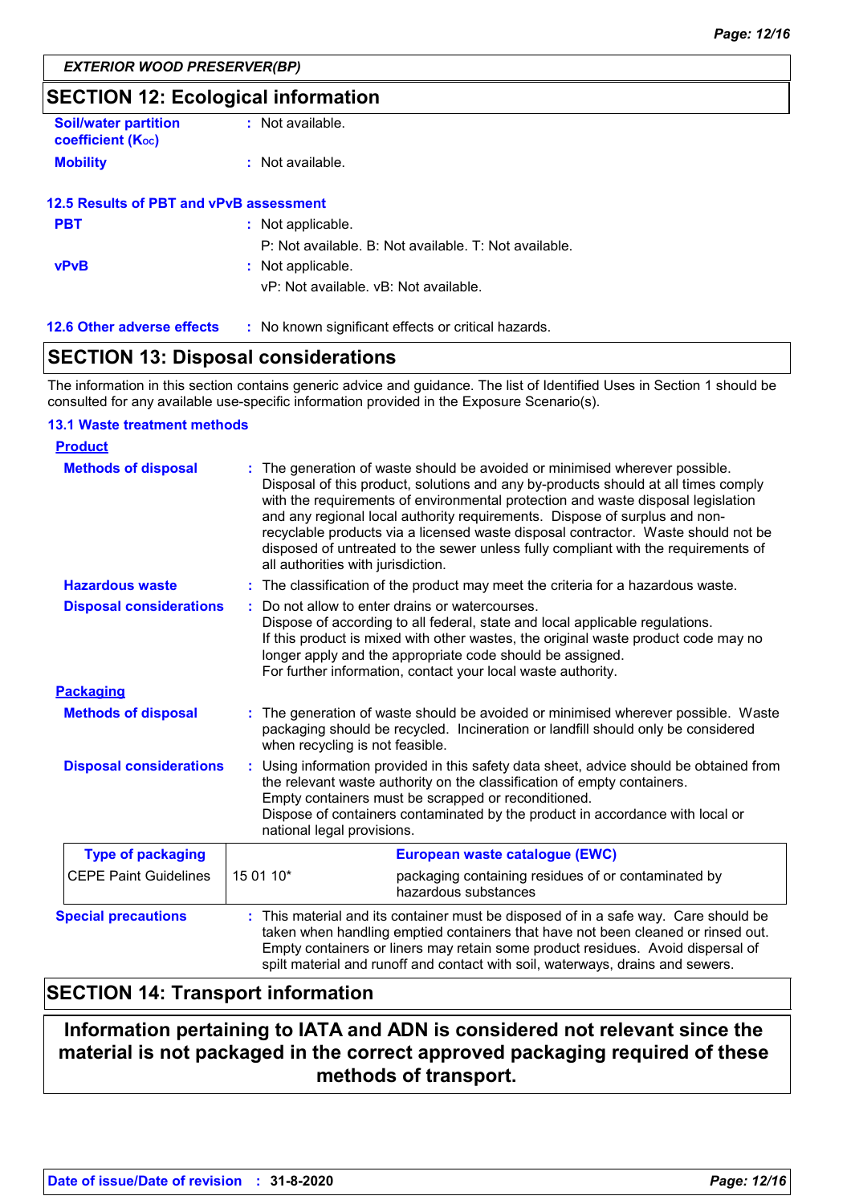## SECTION 12: Ecological information

**Soil/water partition coefficient ($K_{OC}$)** : Not available.

**Mobility** : Not available.

### 12.5 Results of PBT and vPvB assessment

**PBT** : Not applicable.
P: Not available. B: Not available. T: Not available.

**vPvB** : Not applicable.
vP: Not available. vB: Not available.

**12.6 Other adverse effects** : No known significant effects or critical hazards.

## SECTION 13: Disposal considerations

The information in this section contains generic advice and guidance. The list of Identified Uses in Section 1 should be consulted for any available use-specific information provided in the Exposure Scenario(s).

### 13.1 Waste treatment methods

**Product**

**Methods of disposal** : The generation of waste should be avoided or minimised wherever possible. Disposal of this product, solutions and any by-products should at all times comply with the requirements of environmental protection and waste disposal legislation and any regional local authority requirements. Dispose of surplus and non-recyclable products via a licensed waste disposal contractor. Waste should not be disposed of untreated to the sewer unless fully compliant with the requirements of all authorities with jurisdiction.

**Hazardous waste** : The classification of the product may meet the criteria for a hazardous waste.

**Disposal considerations** : Do not allow to enter drains or watercourses.
Dispose of according to all federal, state and local applicable regulations.
If this product is mixed with other wastes, the original waste product code may no longer apply and the appropriate code should be assigned.
For further information, contact your local waste authority.

**Packaging**

**Methods of disposal** : The generation of waste should be avoided or minimised wherever possible. Waste packaging should be recycled. Incineration or landfill should only be considered when recycling is not feasible.

**Disposal considerations** : Using information provided in this safety data sheet, advice should be obtained from the relevant waste authority on the classification of empty containers.
Empty containers must be scrapped or reconditioned.
Dispose of containers contaminated by the product in accordance with local or national legal provisions.

| Type of packaging | European waste catalogue (EWC) | |
|---|---|---|
| CEPE Paint Guidelines | 15 01 10* | packaging containing residues of or contaminated by hazardous substances |

**Special precautions** : This material and its container must be disposed of in a safe way. Care should be taken when handling emptied containers that have not been cleaned or rinsed out. Empty containers or liners may retain some product residues. Avoid dispersal of spilt material and runoff and contact with soil, waterways, drains and sewers.

## SECTION 14: Transport information

**Information pertaining to IATA and ADN is considered not relevant since the material is not packaged in the correct approved packaging required of these methods of transport.**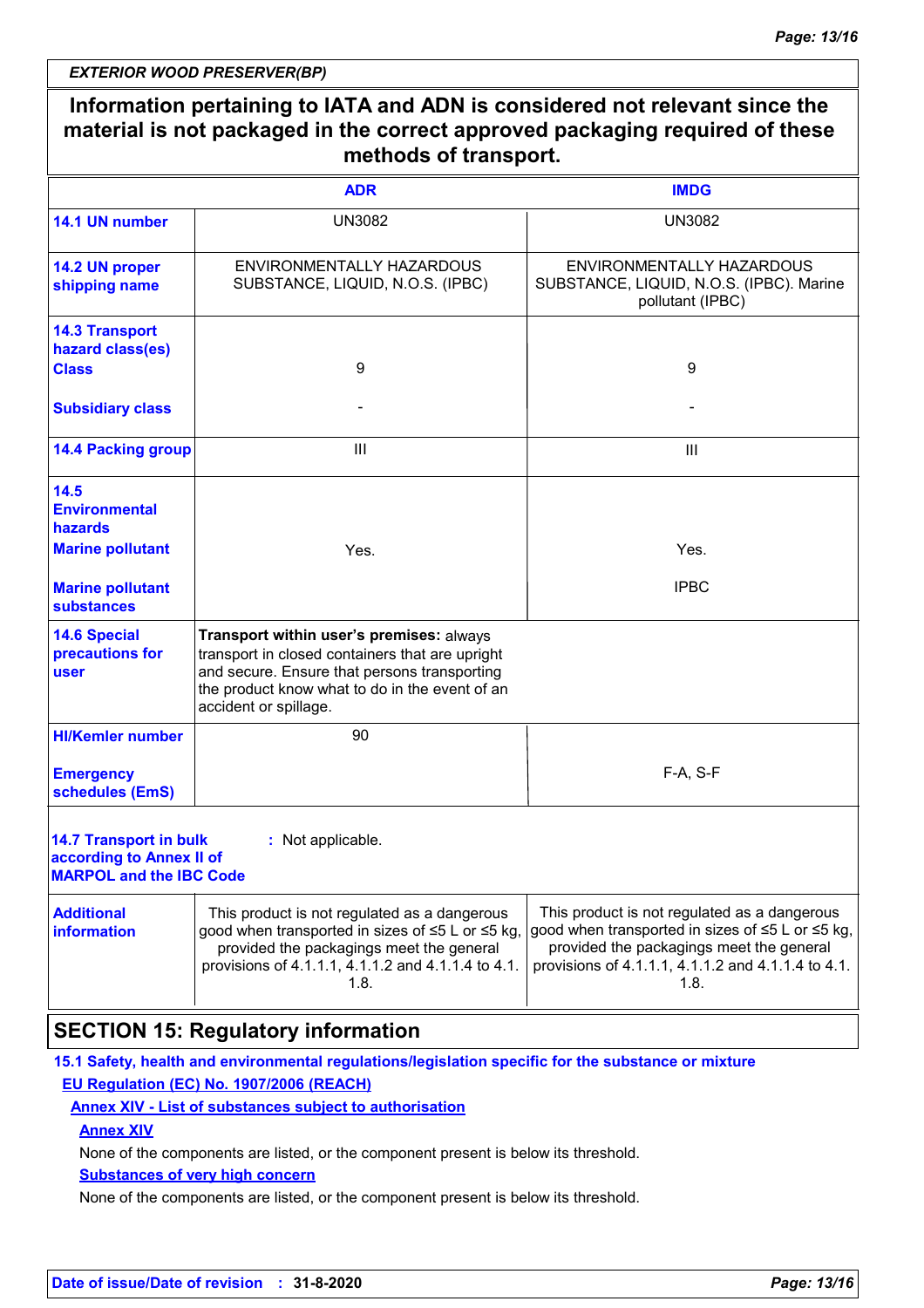**Information pertaining to IATA and ADN is considered not relevant since the material is not packaged in the correct approved packaging required of these methods of transport.**

| | ADR | IMDG |
|---|---|---|
| **14.1 UN number** | UN3082 | UN3082 |
| **14.2 UN proper shipping name** | ENVIRONMENTALLY HAZARDOUS SUBSTANCE, LIQUID, N.O.S. (IPBC) | ENVIRONMENTALLY HAZARDOUS SUBSTANCE, LIQUID, N.O.S. (IPBC). Marine pollutant (IPBC) |
| **14.3 Transport hazard class(es)** **Class** | 9 | 9 |
| **Subsidiary class** | - | - |
| **14.4 Packing group** | III | III |
| **14.5 Environmental hazards** **Marine pollutant** | Yes. | Yes. |
| **Marine pollutant substances** | | IPBC |
| **14.6 Special precautions for user** | **Transport within user's premises:** always transport in closed containers that are upright and secure. Ensure that persons transporting the product know what to do in the event of an accident or spillage. | |
| **HI/Kemler number** | 90 | |
| **Emergency schedules (EmS)** | | F-A, S-F |
| **14.7 Transport in bulk according to Annex II of MARPOL and the IBC Code** | : Not applicable. | |
| **Additional information** | This product is not regulated as a dangerous good when transported in sizes of ≤5 L or ≤5 kg, provided the packagings meet the general provisions of 4.1.1.1, 4.1.1.2 and 4.1.1.4 to 4.1.1.8. | This product is not regulated as a dangerous good when transported in sizes of ≤5 L or ≤5 kg, provided the packagings meet the general provisions of 4.1.1.1, 4.1.1.2 and 4.1.1.4 to 4.1.1.8. |

## SECTION 15: Regulatory information

**15.1 Safety, health and environmental regulations/legislation specific for the substance or mixture**

**EU Regulation (EC) No. 1907/2006 (REACH)**

**Annex XIV - List of substances subject to authorisation**

**Annex XIV**

None of the components are listed, or the component present is below its threshold.

**Substances of very high concern**

None of the components are listed, or the component present is below its threshold.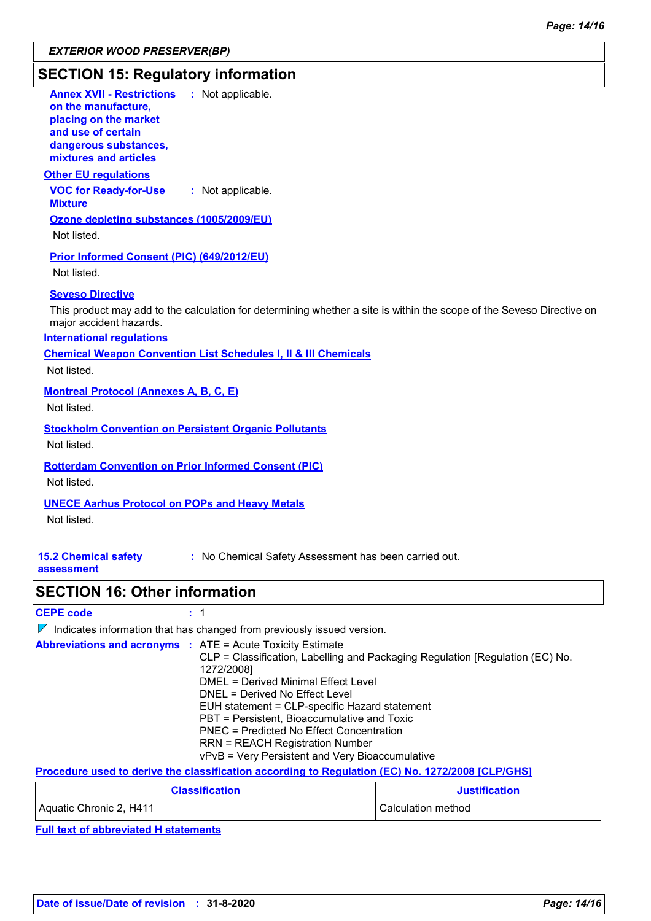## SECTION 15: Regulatory information

**Annex XVII - Restrictions on the manufacture, placing on the market and use of certain dangerous substances, mixtures and articles** : Not applicable.

**Other EU regulations**

**VOC for Ready-for-Use Mixture** : Not applicable.

**Ozone depleting substances (1005/2009/EU)**

Not listed.

**Prior Informed Consent (PIC) (649/2012/EU)**

Not listed.

**Seveso Directive**

This product may add to the calculation for determining whether a site is within the scope of the Seveso Directive on major accident hazards.

**International regulations**

**Chemical Weapon Convention List Schedules I, II & III Chemicals**

Not listed.

**Montreal Protocol (Annexes A, B, C, E)**

Not listed.

**Stockholm Convention on Persistent Organic Pollutants**

Not listed.

**Rotterdam Convention on Prior Informed Consent (PIC)**

Not listed.

**UNECE Aarhus Protocol on POPs and Heavy Metals**

Not listed.

**15.2 Chemical safety assessment** : No Chemical Safety Assessment has been carried out.

## SECTION 16: Other information

**CEPE code** : 1

◤ Indicates information that has changed from previously issued version.

**Abbreviations and acronyms** :
ATE = Acute Toxicity Estimate
CLP = Classification, Labelling and Packaging Regulation [Regulation (EC) No. 1272/2008]
DMEL = Derived Minimal Effect Level
DNEL = Derived No Effect Level
EUH statement = CLP-specific Hazard statement
PBT = Persistent, Bioaccumulative and Toxic
PNEC = Predicted No Effect Concentration
RRN = REACH Registration Number
vPvB = Very Persistent and Very Bioaccumulative

**Procedure used to derive the classification according to Regulation (EC) No. 1272/2008 [CLP/GHS]**

| Classification | Justification |
|---|---|
| Aquatic Chronic 2, H411 | Calculation method |

**Full text of abbreviated H statements**

Date of issue/Date of revision : 31-8-2020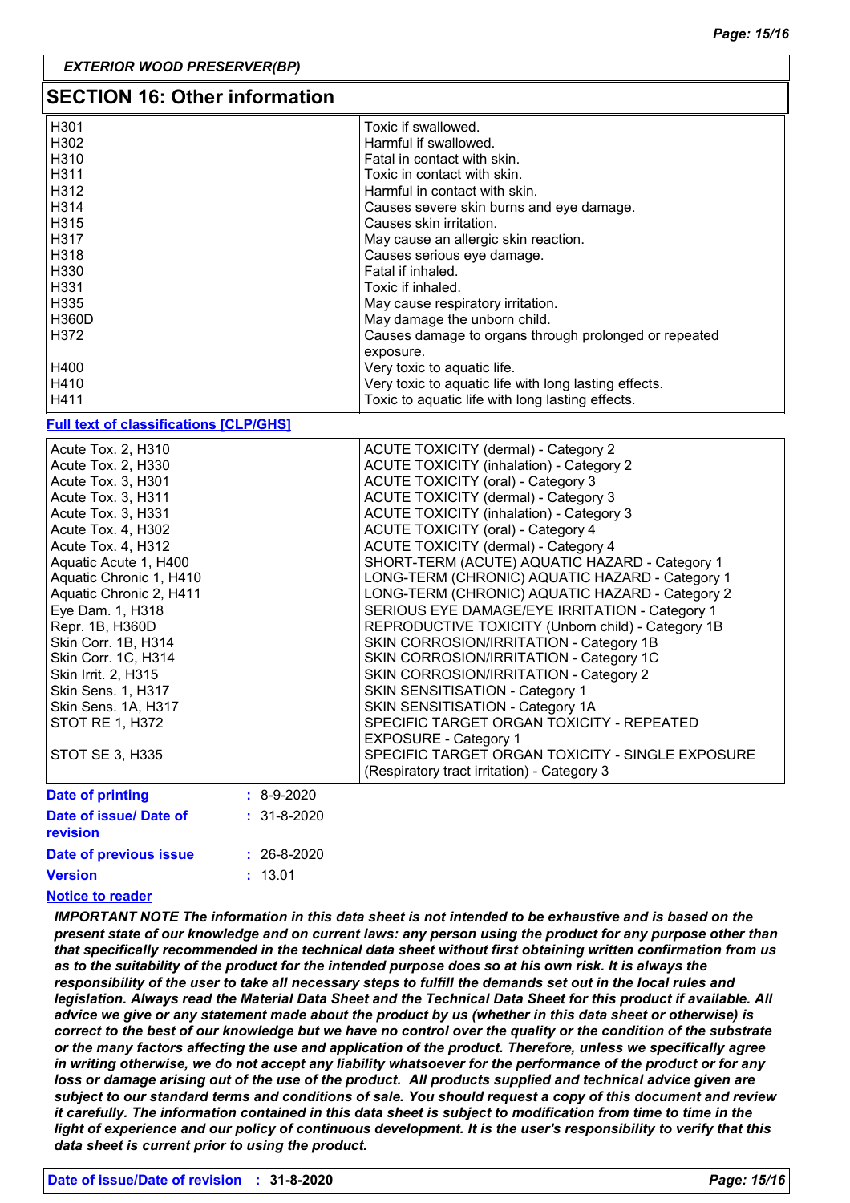*EXTERIOR WOOD PRESERVER(BP)*

## SECTION 16: Other information

| | |
|---|---|
| H301 | Toxic if swallowed. |
| H302 | Harmful if swallowed. |
| H310 | Fatal in contact with skin. |
| H311 | Toxic in contact with skin. |
| H312 | Harmful in contact with skin. |
| H314 | Causes severe skin burns and eye damage. |
| H315 | Causes skin irritation. |
| H317 | May cause an allergic skin reaction. |
| H318 | Causes serious eye damage. |
| H330 | Fatal if inhaled. |
| H331 | Toxic if inhaled. |
| H335 | May cause respiratory irritation. |
| H360D | May damage the unborn child. |
| H372 | Causes damage to organs through prolonged or repeated exposure. |
| H400 | Very toxic to aquatic life. |
| H410 | Very toxic to aquatic life with long lasting effects. |
| H411 | Toxic to aquatic life with long lasting effects. |

**Full text of classifications [CLP/GHS]**

| | |
|---|---|
| Acute Tox. 2, H310 | ACUTE TOXICITY (dermal) - Category 2 |
| Acute Tox. 2, H330 | ACUTE TOXICITY (inhalation) - Category 2 |
| Acute Tox. 3, H301 | ACUTE TOXICITY (oral) - Category 3 |
| Acute Tox. 3, H311 | ACUTE TOXICITY (dermal) - Category 3 |
| Acute Tox. 3, H331 | ACUTE TOXICITY (inhalation) - Category 3 |
| Acute Tox. 4, H302 | ACUTE TOXICITY (oral) - Category 4 |
| Acute Tox. 4, H312 | ACUTE TOXICITY (dermal) - Category 4 |
| Aquatic Acute 1, H400 | SHORT-TERM (ACUTE) AQUATIC HAZARD - Category 1 |
| Aquatic Chronic 1, H410 | LONG-TERM (CHRONIC) AQUATIC HAZARD - Category 1 |
| Aquatic Chronic 2, H411 | LONG-TERM (CHRONIC) AQUATIC HAZARD - Category 2 |
| Eye Dam. 1, H318 | SERIOUS EYE DAMAGE/EYE IRRITATION - Category 1 |
| Repr. 1B, H360D | REPRODUCTIVE TOXICITY (Unborn child) - Category 1B |
| Skin Corr. 1B, H314 | SKIN CORROSION/IRRITATION - Category 1B |
| Skin Corr. 1C, H314 | SKIN CORROSION/IRRITATION - Category 1C |
| Skin Irrit. 2, H315 | SKIN CORROSION/IRRITATION - Category 2 |
| Skin Sens. 1, H317 | SKIN SENSITISATION - Category 1 |
| Skin Sens. 1A, H317 | SKIN SENSITISATION - Category 1A |
| STOT RE 1, H372 | SPECIFIC TARGET ORGAN TOXICITY - REPEATED EXPOSURE - Category 1 |
| STOT SE 3, H335 | SPECIFIC TARGET ORGAN TOXICITY - SINGLE EXPOSURE (Respiratory tract irritation) - Category 3 |

**Date of printing** : 8-9-2020

**Date of issue/ Date of revision** : 31-8-2020

**Date of previous issue** : 26-8-2020

**Version** : 13.01

**Notice to reader**

***IMPORTANT NOTE The information in this data sheet is not intended to be exhaustive and is based on the present state of our knowledge and on current laws: any person using the product for any purpose other than that specifically recommended in the technical data sheet without first obtaining written confirmation from us as to the suitability of the product for the intended purpose does so at his own risk. It is always the responsibility of the user to take all necessary steps to fulfill the demands set out in the local rules and legislation. Always read the Material Data Sheet and the Technical Data Sheet for this product if available. All advice we give or any statement made about the product by us (whether in this data sheet or otherwise) is correct to the best of our knowledge but we have no control over the quality or the condition of the substrate or the many factors affecting the use and application of the product. Therefore, unless we specifically agree in writing otherwise, we do not accept any liability whatsoever for the performance of the product or for any loss or damage arising out of the use of the product. All products supplied and technical advice given are subject to our standard terms and conditions of sale. You should request a copy of this document and review it carefully. The information contained in this data sheet is subject to modification from time to time in the light of experience and our policy of continuous development. It is the user's responsibility to verify that this data sheet is current prior to using the product.***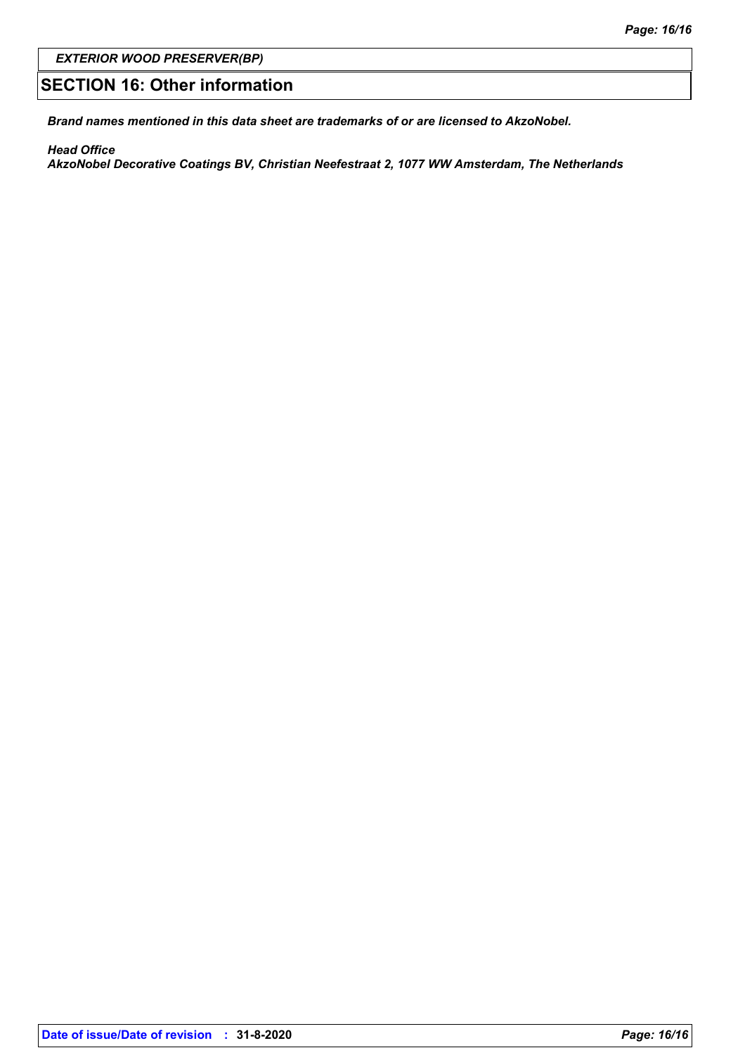## SECTION 16: Other information

***Brand names mentioned in this data sheet are trademarks of or are licensed to AkzoNobel.***

***Head Office***
***AkzoNobel Decorative Coatings BV, Christian Neefestraat 2, 1077 WW Amsterdam, The Netherlands***